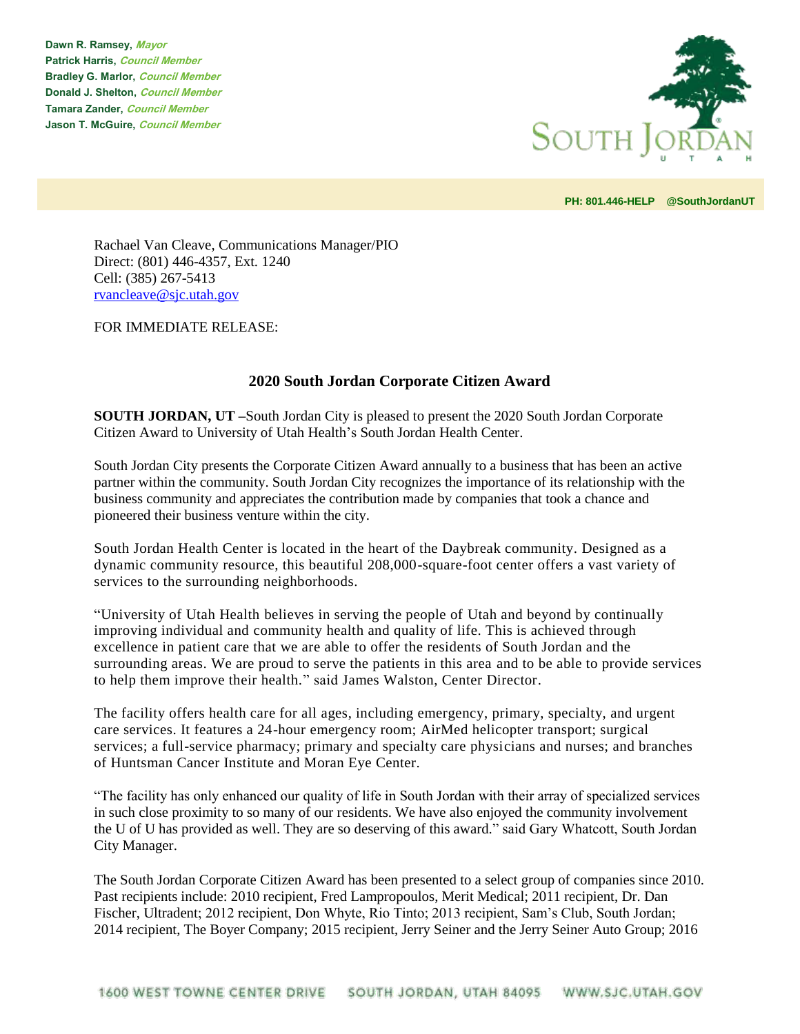Dawn R. Ramsey, *Mayor*
Patrick Harris, *Council Member*
Bradley G. Marlor, *Council Member*
Donald J. Shelton, *Council Member*
Tamara Zander, *Council Member*
Jason T. McGuire, *Council Member*

SOUTH JORDAN
UTAH

PH: 801.446-HELP @SouthJordanUT

Rachael Van Cleave, Communications Manager/PIO
Direct: (801) 446-4357, Ext. 1240
Cell: (385) 267-5413
rvancleave@sjc.utah.gov

FOR IMMEDIATE RELEASE:

## 2020 South Jordan Corporate Citizen Award

**SOUTH JORDAN, UT** –South Jordan City is pleased to present the 2020 South Jordan Corporate Citizen Award to University of Utah Health's South Jordan Health Center.

South Jordan City presents the Corporate Citizen Award annually to a business that has been an active partner within the community. South Jordan City recognizes the importance of its relationship with the business community and appreciates the contribution made by companies that took a chance and pioneered their business venture within the city.

South Jordan Health Center is located in the heart of the Daybreak community. Designed as a dynamic community resource, this beautiful 208,000-square-foot center offers a vast variety of services to the surrounding neighborhoods.

"University of Utah Health believes in serving the people of Utah and beyond by continually improving individual and community health and quality of life. This is achieved through excellence in patient care that we are able to offer the residents of South Jordan and the surrounding areas. We are proud to serve the patients in this area and to be able to provide services to help them improve their health." said James Walston, Center Director.

The facility offers health care for all ages, including emergency, primary, specialty, and urgent care services. It features a 24-hour emergency room; AirMed helicopter transport; surgical services; a full-service pharmacy; primary and specialty care physicians and nurses; and branches of Huntsman Cancer Institute and Moran Eye Center.

"The facility has only enhanced our quality of life in South Jordan with their array of specialized services in such close proximity to so many of our residents. We have also enjoyed the community involvement the U of U has provided as well. They are so deserving of this award." said Gary Whatcott, South Jordan City Manager.

The South Jordan Corporate Citizen Award has been presented to a select group of companies since 2010. Past recipients include: 2010 recipient, Fred Lampropoulos, Merit Medical; 2011 recipient, Dr. Dan Fischer, Ultradent; 2012 recipient, Don Whyte, Rio Tinto; 2013 recipient, Sam's Club, South Jordan; 2014 recipient, The Boyer Company; 2015 recipient, Jerry Seiner and the Jerry Seiner Auto Group; 2016

1600 WEST TOWNE CENTER DRIVE SOUTH JORDAN, UTAH 84095 WWW.SJC.UTAH.GOV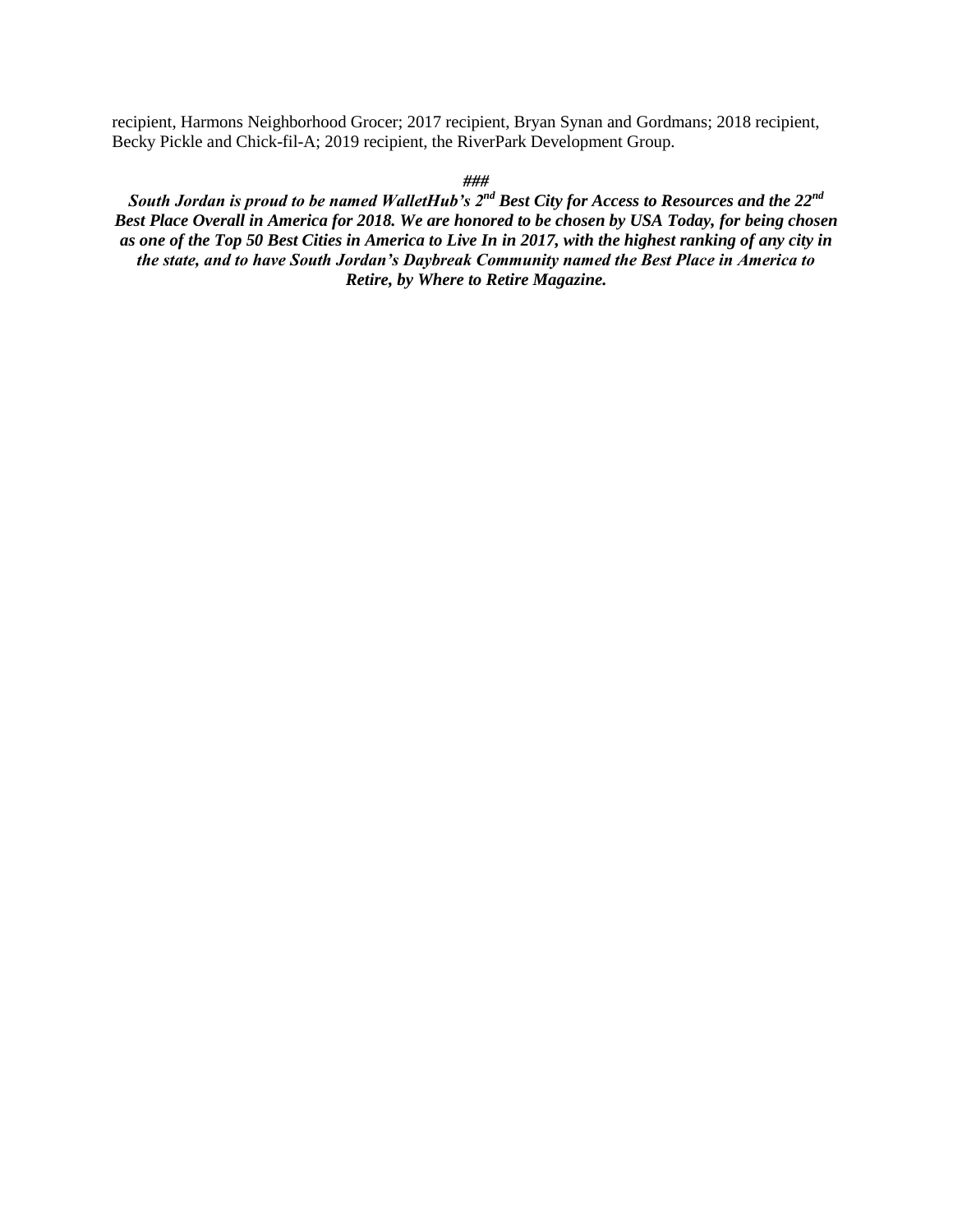recipient, Harmons Neighborhood Grocer; 2017 recipient, Bryan Synan and Gordmans; 2018 recipient, Becky Pickle and Chick-fil-A; 2019 recipient, the RiverPark Development Group.

***###***

***South Jordan is proud to be named WalletHub's 2nd Best City for Access to Resources and the 22nd Best Place Overall in America for 2018. We are honored to be chosen by USA Today, for being chosen as one of the Top 50 Best Cities in America to Live In in 2017, with the highest ranking of any city in the state, and to have South Jordan's Daybreak Community named the Best Place in America to Retire, by Where to Retire Magazine.***